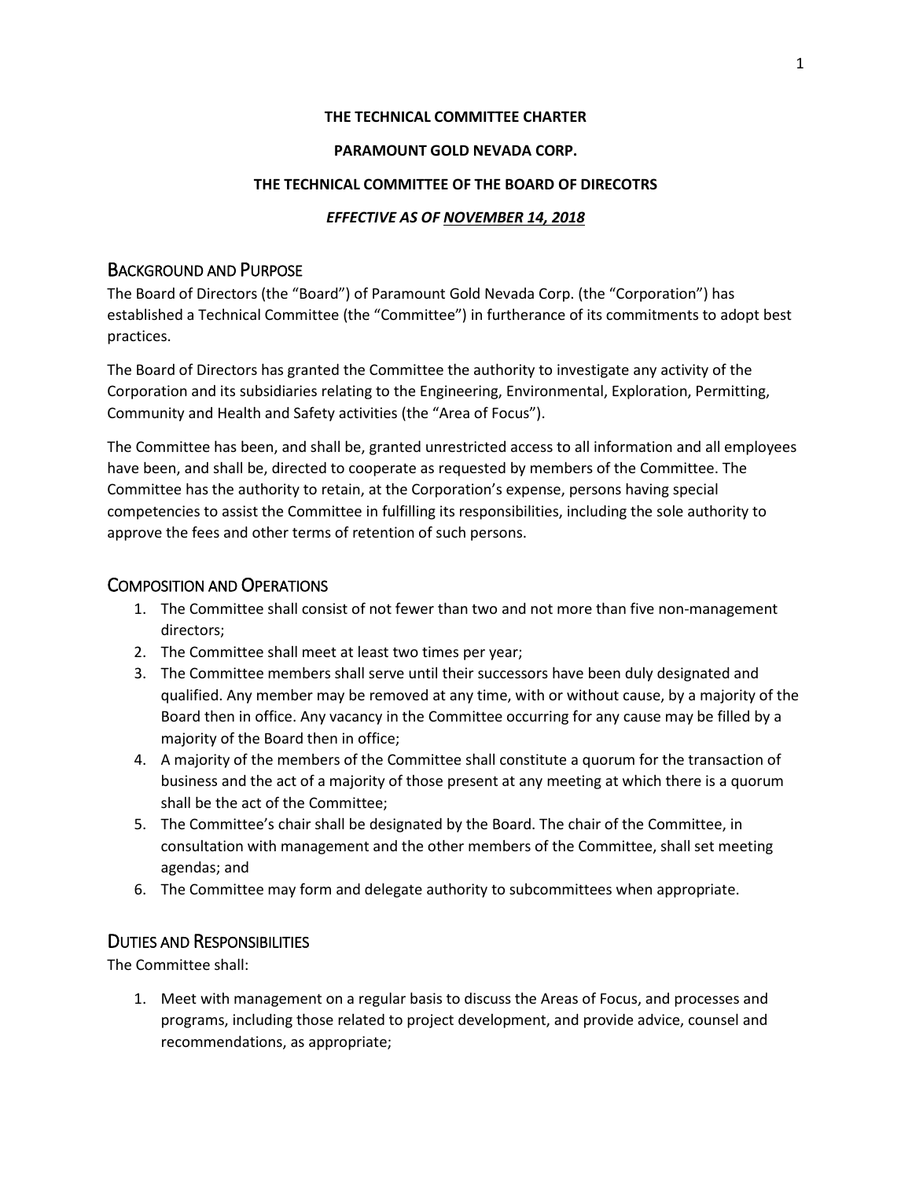**THE TECHNICAL COMMITTEE CHARTER**

**PARAMOUNT GOLD NEVADA CORP.**

**THE TECHNICAL COMMITTEE OF THE BOARD OF DIRECOTRS**

***EFFECTIVE AS OF NOVEMBER 14, 2018***

## BACKGROUND AND PURPOSE

The Board of Directors (the "Board") of Paramount Gold Nevada Corp. (the "Corporation") has established a Technical Committee (the "Committee") in furtherance of its commitments to adopt best practices.

The Board of Directors has granted the Committee the authority to investigate any activity of the Corporation and its subsidiaries relating to the Engineering, Environmental, Exploration, Permitting, Community and Health and Safety activities (the "Area of Focus").

The Committee has been, and shall be, granted unrestricted access to all information and all employees have been, and shall be, directed to cooperate as requested by members of the Committee. The Committee has the authority to retain, at the Corporation's expense, persons having special competencies to assist the Committee in fulfilling its responsibilities, including the sole authority to approve the fees and other terms of retention of such persons.

## COMPOSITION AND OPERATIONS

1. The Committee shall consist of not fewer than two and not more than five non-management directors;
2. The Committee shall meet at least two times per year;
3. The Committee members shall serve until their successors have been duly designated and qualified. Any member may be removed at any time, with or without cause, by a majority of the Board then in office. Any vacancy in the Committee occurring for any cause may be filled by a majority of the Board then in office;
4. A majority of the members of the Committee shall constitute a quorum for the transaction of business and the act of a majority of those present at any meeting at which there is a quorum shall be the act of the Committee;
5. The Committee's chair shall be designated by the Board. The chair of the Committee, in consultation with management and the other members of the Committee, shall set meeting agendas; and
6. The Committee may form and delegate authority to subcommittees when appropriate.

## DUTIES AND RESPONSIBILITIES

The Committee shall:

1. Meet with management on a regular basis to discuss the Areas of Focus, and processes and programs, including those related to project development, and provide advice, counsel and recommendations, as appropriate;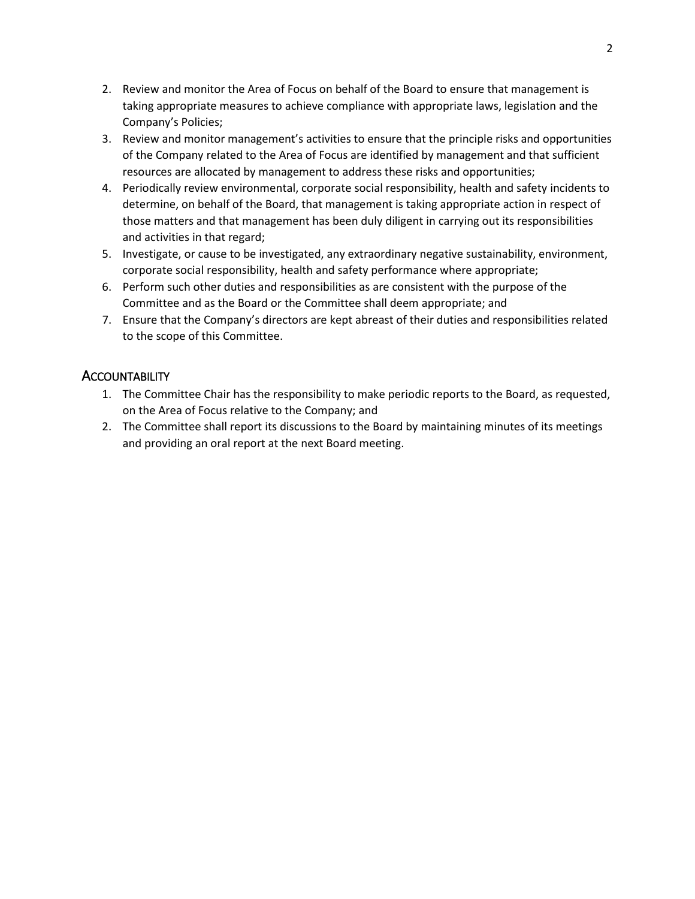2. Review and monitor the Area of Focus on behalf of the Board to ensure that management is taking appropriate measures to achieve compliance with appropriate laws, legislation and the Company's Policies;
3. Review and monitor management's activities to ensure that the principle risks and opportunities of the Company related to the Area of Focus are identified by management and that sufficient resources are allocated by management to address these risks and opportunities;
4. Periodically review environmental, corporate social responsibility, health and safety incidents to determine, on behalf of the Board, that management is taking appropriate action in respect of those matters and that management has been duly diligent in carrying out its responsibilities and activities in that regard;
5. Investigate, or cause to be investigated, any extraordinary negative sustainability, environment, corporate social responsibility, health and safety performance where appropriate;
6. Perform such other duties and responsibilities as are consistent with the purpose of the Committee and as the Board or the Committee shall deem appropriate; and
7. Ensure that the Company's directors are kept abreast of their duties and responsibilities related to the scope of this Committee.

## Accountability

1. The Committee Chair has the responsibility to make periodic reports to the Board, as requested, on the Area of Focus relative to the Company; and
2. The Committee shall report its discussions to the Board by maintaining minutes of its meetings and providing an oral report at the next Board meeting.